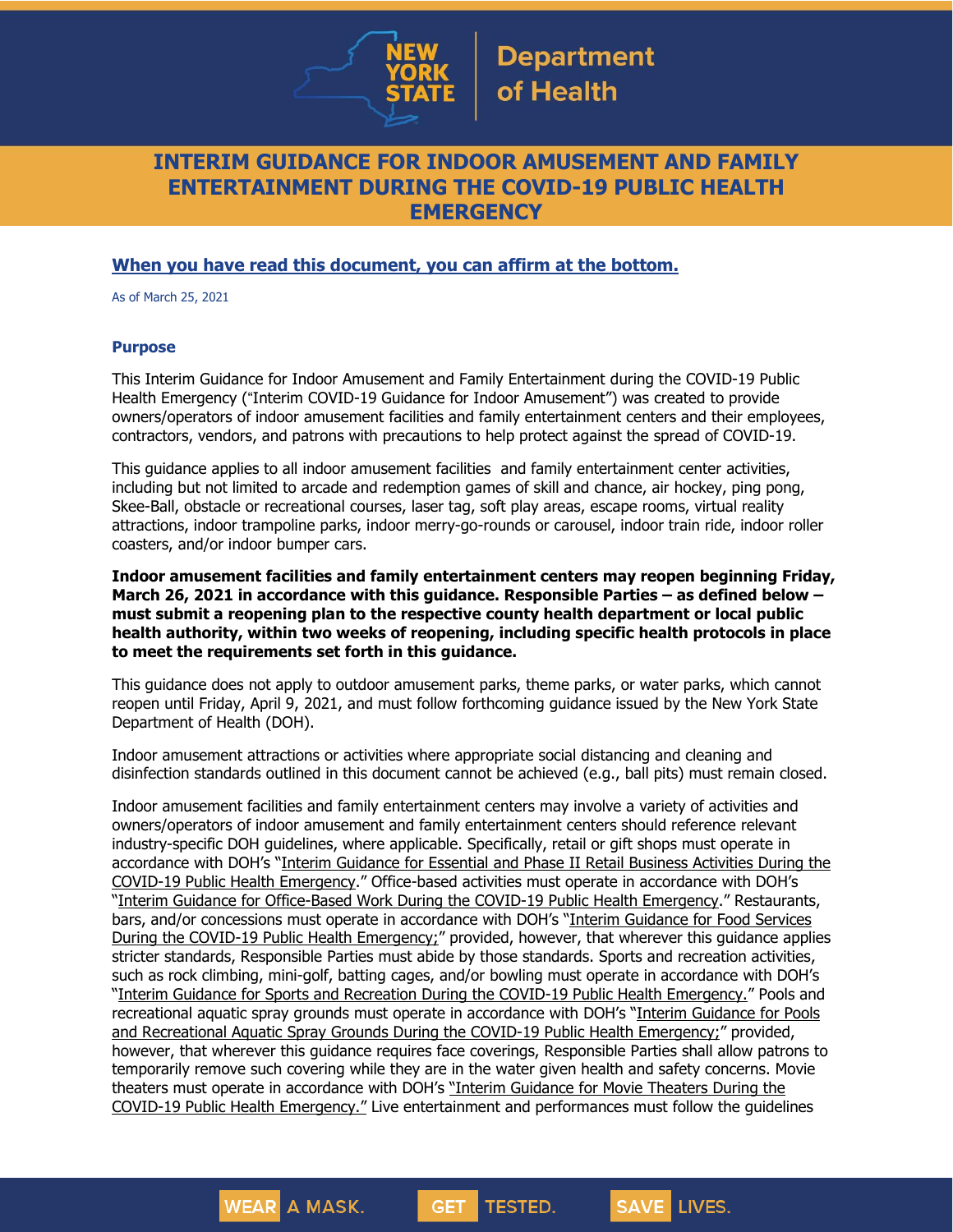# INTERIM GUIDANCE FOR INDOOR AMUSEMENT AND FAMILY ENTERTAINMENT DURING THE COVID-19 PUBLIC HEALTH EMERGENCY

**When you have read this document, you can affirm at the bottom.**

As of March 25, 2021

### Purpose

This Interim Guidance for Indoor Amusement and Family Entertainment during the COVID-19 Public Health Emergency ("Interim COVID-19 Guidance for Indoor Amusement") was created to provide owners/operators of indoor amusement facilities and family entertainment centers and their employees, contractors, vendors, and patrons with precautions to help protect against the spread of COVID-19.

This guidance applies to all indoor amusement facilities and family entertainment center activities, including but not limited to arcade and redemption games of skill and chance, air hockey, ping pong, Skee-Ball, obstacle or recreational courses, laser tag, soft play areas, escape rooms, virtual reality attractions, indoor trampoline parks, indoor merry-go-rounds or carousel, indoor train ride, indoor roller coasters, and/or indoor bumper cars.

**Indoor amusement facilities and family entertainment centers may reopen beginning Friday, March 26, 2021 in accordance with this guidance. Responsible Parties – as defined below – must submit a reopening plan to the respective county health department or local public health authority, within two weeks of reopening, including specific health protocols in place to meet the requirements set forth in this guidance.**

This guidance does not apply to outdoor amusement parks, theme parks, or water parks, which cannot reopen until Friday, April 9, 2021, and must follow forthcoming guidance issued by the New York State Department of Health (DOH).

Indoor amusement attractions or activities where appropriate social distancing and cleaning and disinfection standards outlined in this document cannot be achieved (e.g., ball pits) must remain closed.

Indoor amusement facilities and family entertainment centers may involve a variety of activities and owners/operators of indoor amusement and family entertainment centers should reference relevant industry-specific DOH guidelines, where applicable. Specifically, retail or gift shops must operate in accordance with DOH's "Interim Guidance for Essential and Phase II Retail Business Activities During the COVID-19 Public Health Emergency." Office-based activities must operate in accordance with DOH's "Interim Guidance for Office-Based Work During the COVID-19 Public Health Emergency." Restaurants, bars, and/or concessions must operate in accordance with DOH's "Interim Guidance for Food Services During the COVID-19 Public Health Emergency;" provided, however, that wherever this guidance applies stricter standards, Responsible Parties must abide by those standards. Sports and recreation activities, such as rock climbing, mini-golf, batting cages, and/or bowling must operate in accordance with DOH's "Interim Guidance for Sports and Recreation During the COVID-19 Public Health Emergency." Pools and recreational aquatic spray grounds must operate in accordance with DOH's "Interim Guidance for Pools and Recreational Aquatic Spray Grounds During the COVID-19 Public Health Emergency;" provided, however, that wherever this guidance requires face coverings, Responsible Parties shall allow patrons to temporarily remove such covering while they are in the water given health and safety concerns. Movie theaters must operate in accordance with DOH's "Interim Guidance for Movie Theaters During the COVID-19 Public Health Emergency." Live entertainment and performances must follow the guidelines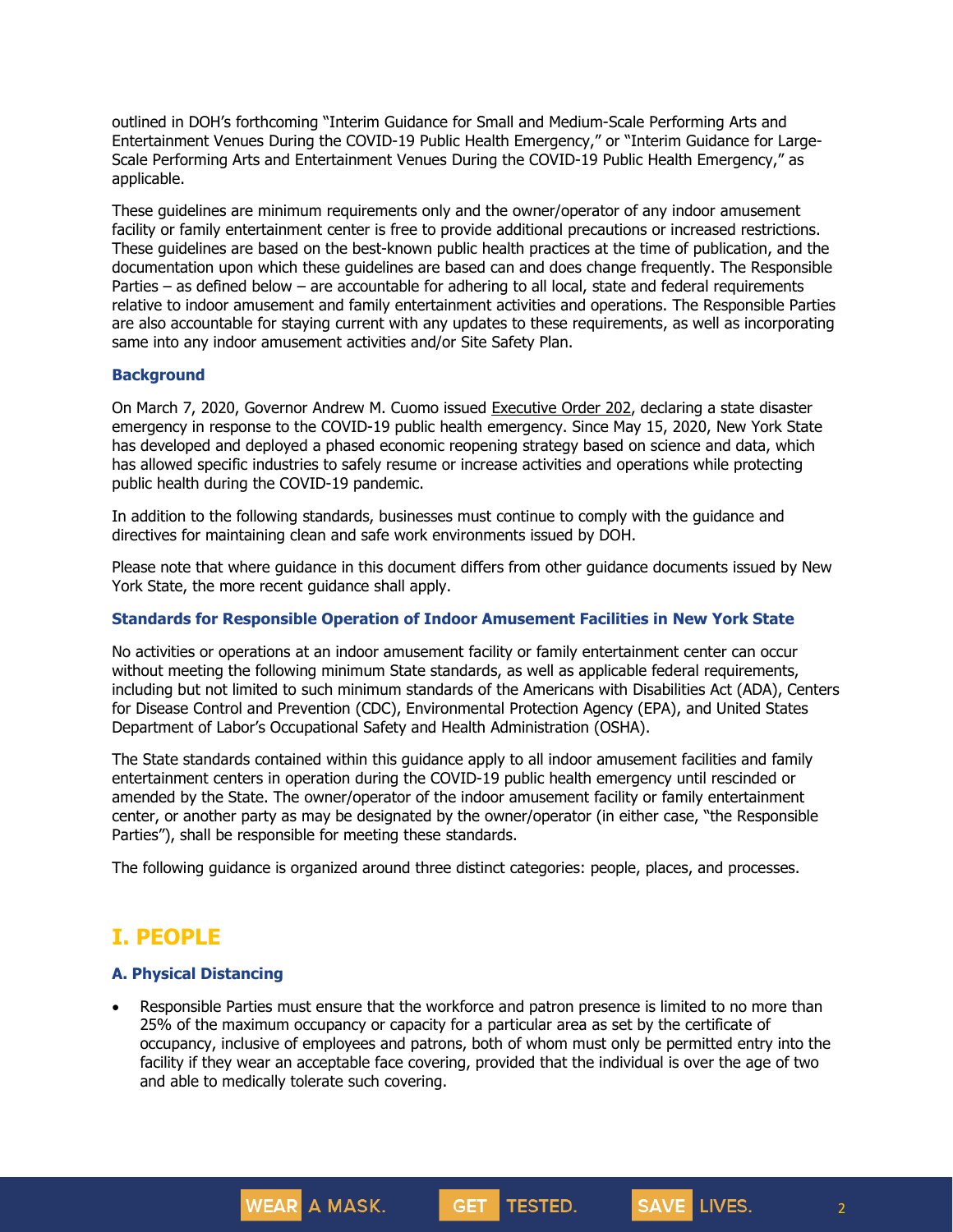outlined in DOH's forthcoming "Interim Guidance for Small and Medium-Scale Performing Arts and Entertainment Venues During the COVID-19 Public Health Emergency," or "Interim Guidance for Large-Scale Performing Arts and Entertainment Venues During the COVID-19 Public Health Emergency," as applicable.

These guidelines are minimum requirements only and the owner/operator of any indoor amusement facility or family entertainment center is free to provide additional precautions or increased restrictions. These guidelines are based on the best-known public health practices at the time of publication, and the documentation upon which these guidelines are based can and does change frequently. The Responsible Parties – as defined below – are accountable for adhering to all local, state and federal requirements relative to indoor amusement and family entertainment activities and operations. The Responsible Parties are also accountable for staying current with any updates to these requirements, as well as incorporating same into any indoor amusement activities and/or Site Safety Plan.

### Background

On March 7, 2020, Governor Andrew M. Cuomo issued Executive Order 202, declaring a state disaster emergency in response to the COVID-19 public health emergency. Since May 15, 2020, New York State has developed and deployed a phased economic reopening strategy based on science and data, which has allowed specific industries to safely resume or increase activities and operations while protecting public health during the COVID-19 pandemic.

In addition to the following standards, businesses must continue to comply with the guidance and directives for maintaining clean and safe work environments issued by DOH.

Please note that where guidance in this document differs from other guidance documents issued by New York State, the more recent guidance shall apply.

### Standards for Responsible Operation of Indoor Amusement Facilities in New York State

No activities or operations at an indoor amusement facility or family entertainment center can occur without meeting the following minimum State standards, as well as applicable federal requirements, including but not limited to such minimum standards of the Americans with Disabilities Act (ADA), Centers for Disease Control and Prevention (CDC), Environmental Protection Agency (EPA), and United States Department of Labor's Occupational Safety and Health Administration (OSHA).

The State standards contained within this guidance apply to all indoor amusement facilities and family entertainment centers in operation during the COVID-19 public health emergency until rescinded or amended by the State. The owner/operator of the indoor amusement facility or family entertainment center, or another party as may be designated by the owner/operator (in either case, "the Responsible Parties"), shall be responsible for meeting these standards.

The following guidance is organized around three distinct categories: people, places, and processes.

## I. PEOPLE

### A. Physical Distancing

- Responsible Parties must ensure that the workforce and patron presence is limited to no more than 25% of the maximum occupancy or capacity for a particular area as set by the certificate of occupancy, inclusive of employees and patrons, both of whom must only be permitted entry into the facility if they wear an acceptable face covering, provided that the individual is over the age of two and able to medically tolerate such covering.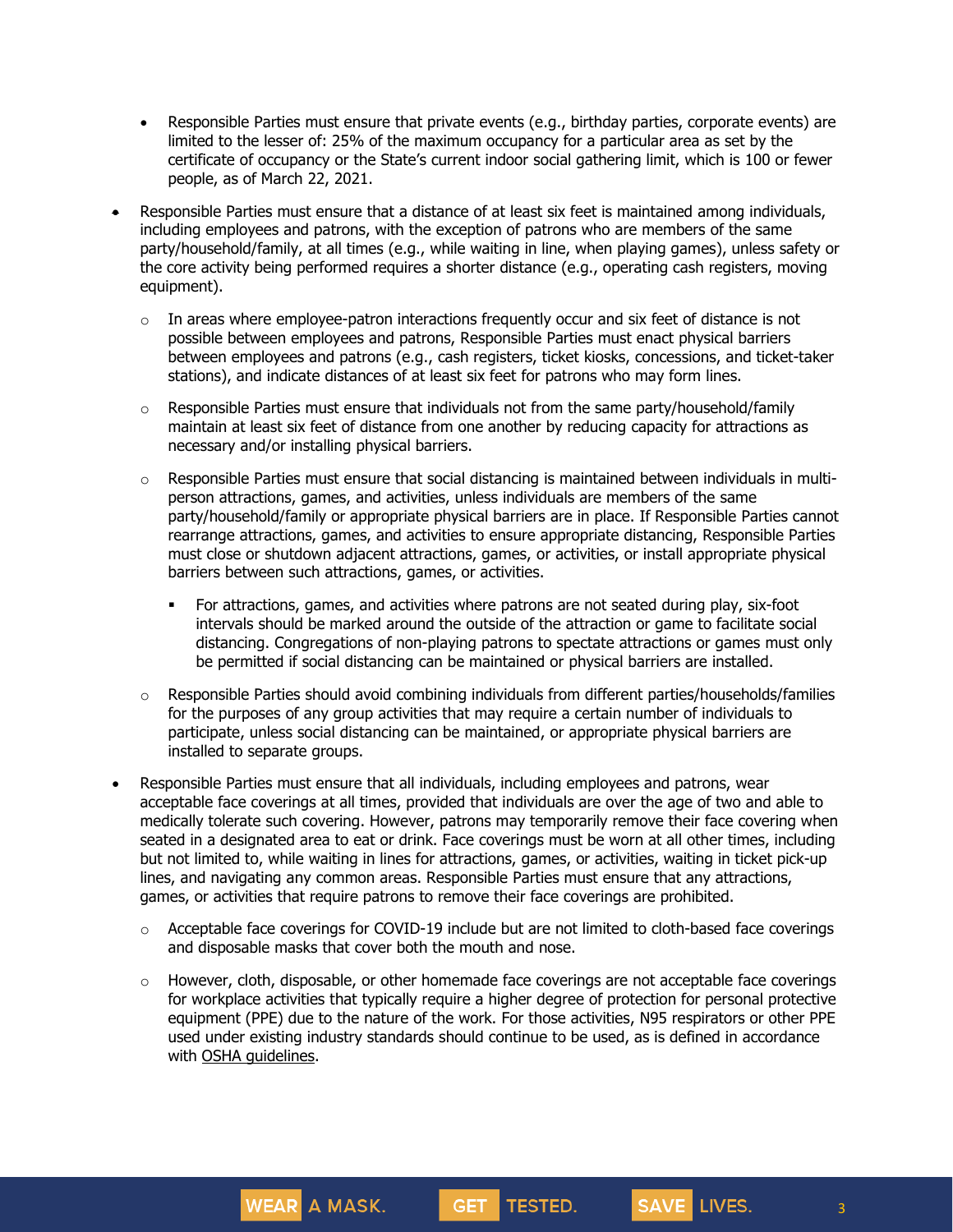- Responsible Parties must ensure that private events (e.g., birthday parties, corporate events) are limited to the lesser of: 25% of the maximum occupancy for a particular area as set by the certificate of occupancy or the State's current indoor social gathering limit, which is 100 or fewer people, as of March 22, 2021.

- Responsible Parties must ensure that a distance of at least six feet is maintained among individuals, including employees and patrons, with the exception of patrons who are members of the same party/household/family, at all times (e.g., while waiting in line, when playing games), unless safety or the core activity being performed requires a shorter distance (e.g., operating cash registers, moving equipment).
  - In areas where employee-patron interactions frequently occur and six feet of distance is not possible between employees and patrons, Responsible Parties must enact physical barriers between employees and patrons (e.g., cash registers, ticket kiosks, concessions, and ticket-taker stations), and indicate distances of at least six feet for patrons who may form lines.
  - Responsible Parties must ensure that individuals not from the same party/household/family maintain at least six feet of distance from one another by reducing capacity for attractions as necessary and/or installing physical barriers.
  - Responsible Parties must ensure that social distancing is maintained between individuals in multi-person attractions, games, and activities, unless individuals are members of the same party/household/family or appropriate physical barriers are in place. If Responsible Parties cannot rearrange attractions, games, and activities to ensure appropriate distancing, Responsible Parties must close or shutdown adjacent attractions, games, or activities, or install appropriate physical barriers between such attractions, games, or activities.
    - For attractions, games, and activities where patrons are not seated during play, six-foot intervals should be marked around the outside of the attraction or game to facilitate social distancing. Congregations of non-playing patrons to spectate attractions or games must only be permitted if social distancing can be maintained or physical barriers are installed.
  - Responsible Parties should avoid combining individuals from different parties/households/families for the purposes of any group activities that may require a certain number of individuals to participate, unless social distancing can be maintained, or appropriate physical barriers are installed to separate groups.

- Responsible Parties must ensure that all individuals, including employees and patrons, wear acceptable face coverings at all times, provided that individuals are over the age of two and able to medically tolerate such covering. However, patrons may temporarily remove their face covering when seated in a designated area to eat or drink. Face coverings must be worn at all other times, including but not limited to, while waiting in lines for attractions, games, or activities, waiting in ticket pick-up lines, and navigating any common areas. Responsible Parties must ensure that any attractions, games, or activities that require patrons to remove their face coverings are prohibited.
  - Acceptable face coverings for COVID-19 include but are not limited to cloth-based face coverings and disposable masks that cover both the mouth and nose.
  - However, cloth, disposable, or other homemade face coverings are not acceptable face coverings for workplace activities that typically require a higher degree of protection for personal protective equipment (PPE) due to the nature of the work. For those activities, N95 respirators or other PPE used under existing industry standards should continue to be used, as is defined in accordance with OSHA guidelines.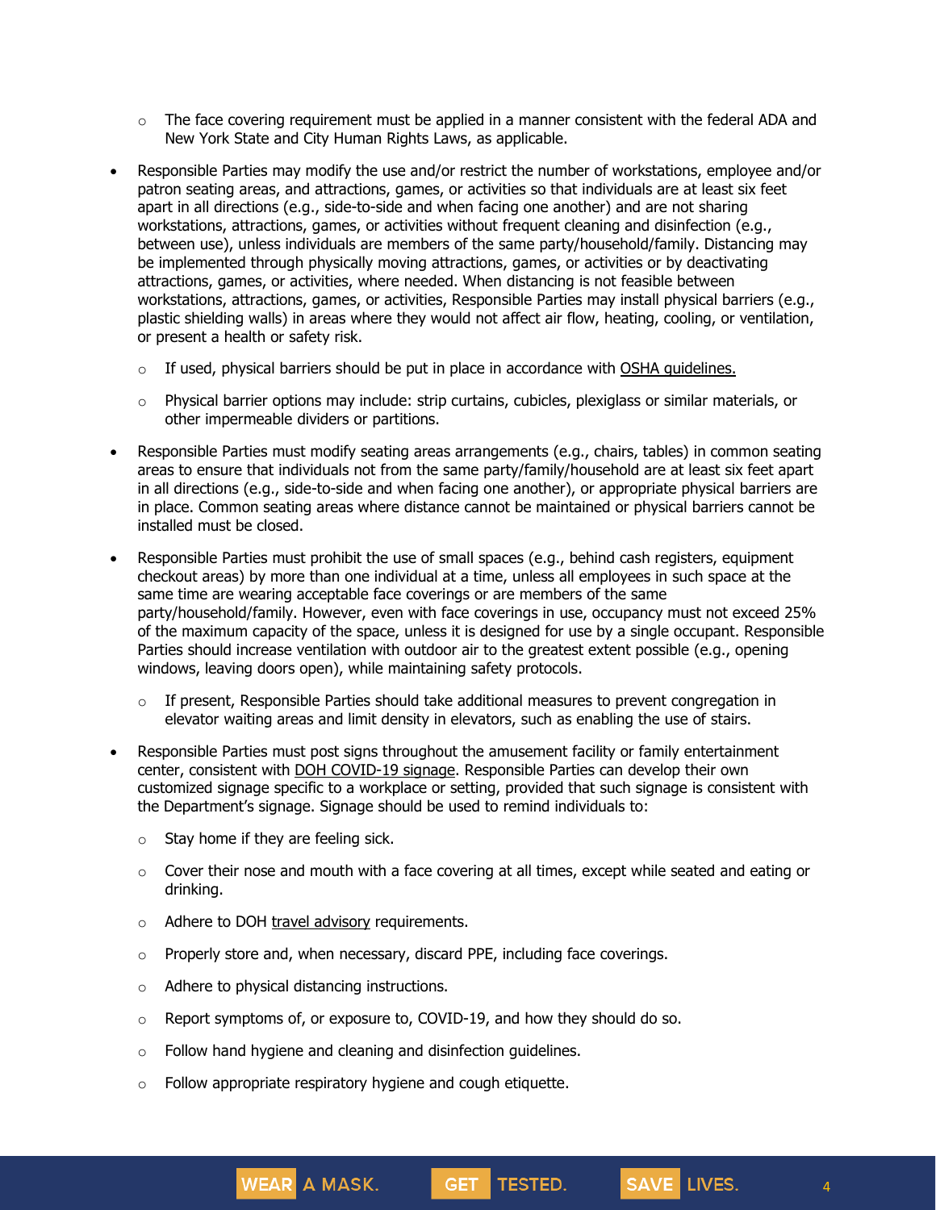- The face covering requirement must be applied in a manner consistent with the federal ADA and New York State and City Human Rights Laws, as applicable.

- Responsible Parties may modify the use and/or restrict the number of workstations, employee and/or patron seating areas, and attractions, games, or activities so that individuals are at least six feet apart in all directions (e.g., side-to-side and when facing one another) and are not sharing workstations, attractions, games, or activities without frequent cleaning and disinfection (e.g., between use), unless individuals are members of the same party/household/family. Distancing may be implemented through physically moving attractions, games, or activities or by deactivating attractions, games, or activities, where needed. When distancing is not feasible between workstations, attractions, games, or activities, Responsible Parties may install physical barriers (e.g., plastic shielding walls) in areas where they would not affect air flow, heating, cooling, or ventilation, or present a health or safety risk.
    - If used, physical barriers should be put in place in accordance with OSHA guidelines.
    - Physical barrier options may include: strip curtains, cubicles, plexiglass or similar materials, or other impermeable dividers or partitions.

- Responsible Parties must modify seating areas arrangements (e.g., chairs, tables) in common seating areas to ensure that individuals not from the same party/family/household are at least six feet apart in all directions (e.g., side-to-side and when facing one another), or appropriate physical barriers are in place. Common seating areas where distance cannot be maintained or physical barriers cannot be installed must be closed.

- Responsible Parties must prohibit the use of small spaces (e.g., behind cash registers, equipment checkout areas) by more than one individual at a time, unless all employees in such space at the same time are wearing acceptable face coverings or are members of the same party/household/family. However, even with face coverings in use, occupancy must not exceed 25% of the maximum capacity of the space, unless it is designed for use by a single occupant. Responsible Parties should increase ventilation with outdoor air to the greatest extent possible (e.g., opening windows, leaving doors open), while maintaining safety protocols.
    - If present, Responsible Parties should take additional measures to prevent congregation in elevator waiting areas and limit density in elevators, such as enabling the use of stairs.

- Responsible Parties must post signs throughout the amusement facility or family entertainment center, consistent with DOH COVID-19 signage. Responsible Parties can develop their own customized signage specific to a workplace or setting, provided that such signage is consistent with the Department's signage. Signage should be used to remind individuals to:
    - Stay home if they are feeling sick.
    - Cover their nose and mouth with a face covering at all times, except while seated and eating or drinking.
    - Adhere to DOH travel advisory requirements.
    - Properly store and, when necessary, discard PPE, including face coverings.
    - Adhere to physical distancing instructions.
    - Report symptoms of, or exposure to, COVID-19, and how they should do so.
    - Follow hand hygiene and cleaning and disinfection guidelines.
    - Follow appropriate respiratory hygiene and cough etiquette.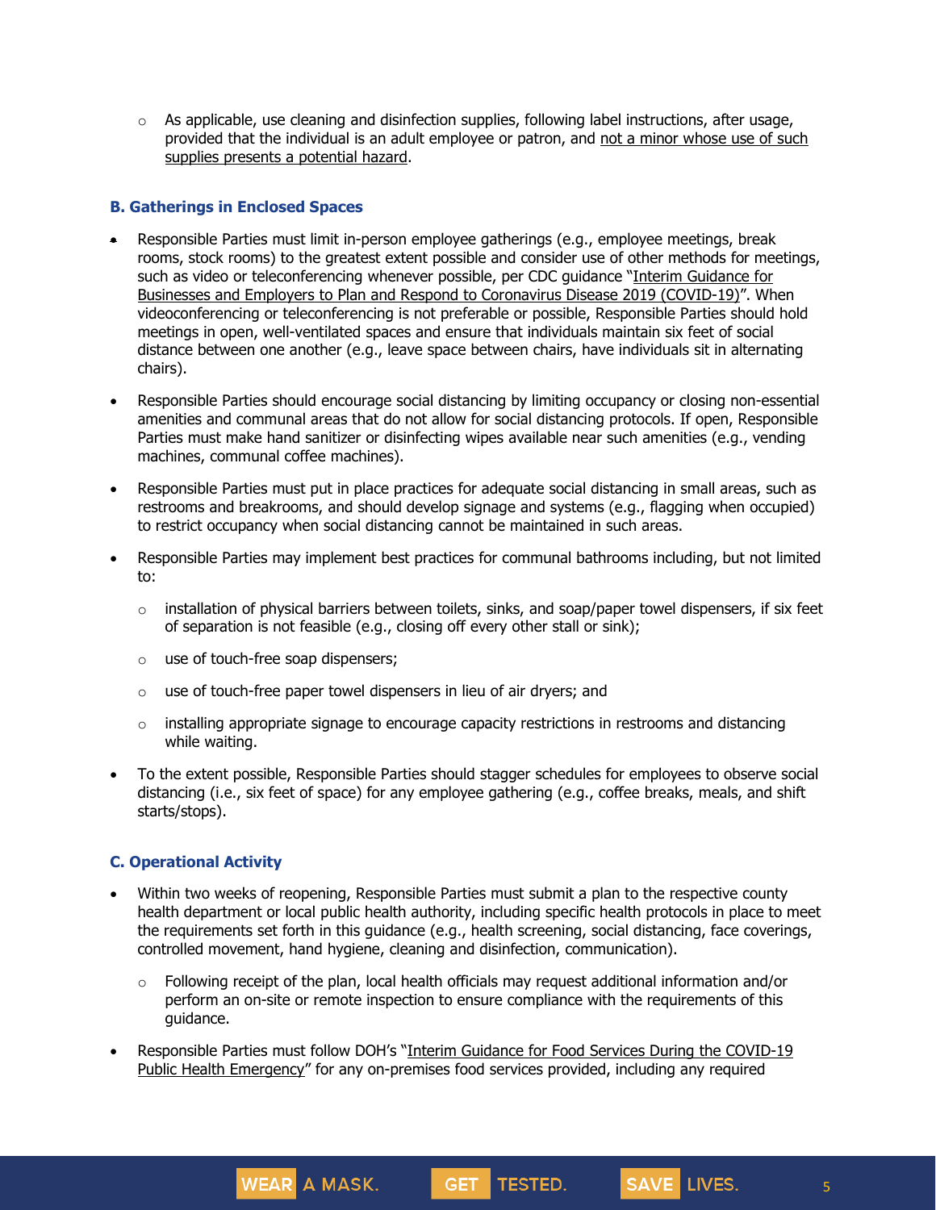- As applicable, use cleaning and disinfection supplies, following label instructions, after usage, provided that the individual is an adult employee or patron, and not a minor whose use of such supplies presents a potential hazard.

### B. Gatherings in Enclosed Spaces

- Responsible Parties must limit in-person employee gatherings (e.g., employee meetings, break rooms, stock rooms) to the greatest extent possible and consider use of other methods for meetings, such as video or teleconferencing whenever possible, per CDC guidance "Interim Guidance for Businesses and Employers to Plan and Respond to Coronavirus Disease 2019 (COVID-19)". When videoconferencing or teleconferencing is not preferable or possible, Responsible Parties should hold meetings in open, well-ventilated spaces and ensure that individuals maintain six feet of social distance between one another (e.g., leave space between chairs, have individuals sit in alternating chairs).

- Responsible Parties should encourage social distancing by limiting occupancy or closing non-essential amenities and communal areas that do not allow for social distancing protocols. If open, Responsible Parties must make hand sanitizer or disinfecting wipes available near such amenities (e.g., vending machines, communal coffee machines).

- Responsible Parties must put in place practices for adequate social distancing in small areas, such as restrooms and breakrooms, and should develop signage and systems (e.g., flagging when occupied) to restrict occupancy when social distancing cannot be maintained in such areas.

- Responsible Parties may implement best practices for communal bathrooms including, but not limited to:

  - installation of physical barriers between toilets, sinks, and soap/paper towel dispensers, if six feet of separation is not feasible (e.g., closing off every other stall or sink);

  - use of touch-free soap dispensers;

  - use of touch-free paper towel dispensers in lieu of air dryers; and

  - installing appropriate signage to encourage capacity restrictions in restrooms and distancing while waiting.

- To the extent possible, Responsible Parties should stagger schedules for employees to observe social distancing (i.e., six feet of space) for any employee gathering (e.g., coffee breaks, meals, and shift starts/stops).

### C. Operational Activity

- Within two weeks of reopening, Responsible Parties must submit a plan to the respective county health department or local public health authority, including specific health protocols in place to meet the requirements set forth in this guidance (e.g., health screening, social distancing, face coverings, controlled movement, hand hygiene, cleaning and disinfection, communication).

  - Following receipt of the plan, local health officials may request additional information and/or perform an on-site or remote inspection to ensure compliance with the requirements of this guidance.

- Responsible Parties must follow DOH's "Interim Guidance for Food Services During the COVID-19 Public Health Emergency" for any on-premises food services provided, including any required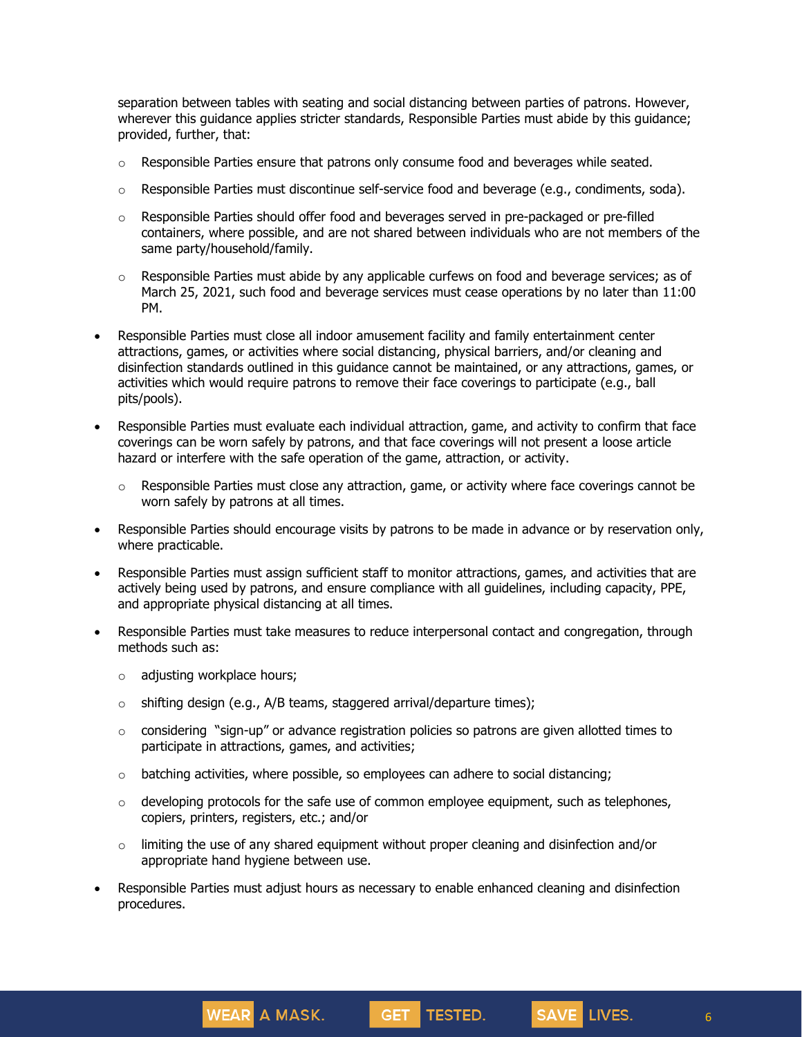separation between tables with seating and social distancing between parties of patrons. However, wherever this guidance applies stricter standards, Responsible Parties must abide by this guidance; provided, further, that:

  - Responsible Parties ensure that patrons only consume food and beverages while seated.
  - Responsible Parties must discontinue self-service food and beverage (e.g., condiments, soda).
  - Responsible Parties should offer food and beverages served in pre-packaged or pre-filled containers, where possible, and are not shared between individuals who are not members of the same party/household/family.
  - Responsible Parties must abide by any applicable curfews on food and beverage services; as of March 25, 2021, such food and beverage services must cease operations by no later than 11:00 PM.

- Responsible Parties must close all indoor amusement facility and family entertainment center attractions, games, or activities where social distancing, physical barriers, and/or cleaning and disinfection standards outlined in this guidance cannot be maintained, or any attractions, games, or activities which would require patrons to remove their face coverings to participate (e.g., ball pits/pools).

- Responsible Parties must evaluate each individual attraction, game, and activity to confirm that face coverings can be worn safely by patrons, and that face coverings will not present a loose article hazard or interfere with the safe operation of the game, attraction, or activity.
  - Responsible Parties must close any attraction, game, or activity where face coverings cannot be worn safely by patrons at all times.

- Responsible Parties should encourage visits by patrons to be made in advance or by reservation only, where practicable.

- Responsible Parties must assign sufficient staff to monitor attractions, games, and activities that are actively being used by patrons, and ensure compliance with all guidelines, including capacity, PPE, and appropriate physical distancing at all times.

- Responsible Parties must take measures to reduce interpersonal contact and congregation, through methods such as:
  - adjusting workplace hours;
  - shifting design (e.g., A/B teams, staggered arrival/departure times);
  - considering "sign-up" or advance registration policies so patrons are given allotted times to participate in attractions, games, and activities;
  - batching activities, where possible, so employees can adhere to social distancing;
  - developing protocols for the safe use of common employee equipment, such as telephones, copiers, printers, registers, etc.; and/or
  - limiting the use of any shared equipment without proper cleaning and disinfection and/or appropriate hand hygiene between use.

- Responsible Parties must adjust hours as necessary to enable enhanced cleaning and disinfection procedures.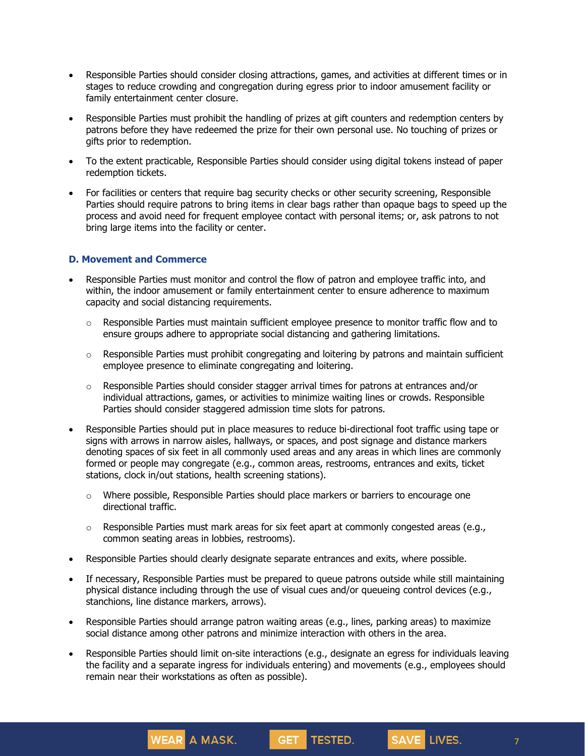- Responsible Parties should consider closing attractions, games, and activities at different times or in stages to reduce crowding and congregation during egress prior to indoor amusement facility or family entertainment center closure.

- Responsible Parties must prohibit the handling of prizes at gift counters and redemption centers by patrons before they have redeemed the prize for their own personal use. No touching of prizes or gifts prior to redemption.

- To the extent practicable, Responsible Parties should consider using digital tokens instead of paper redemption tickets.

- For facilities or centers that require bag security checks or other security screening, Responsible Parties should require patrons to bring items in clear bags rather than opaque bags to speed up the process and avoid need for frequent employee contact with personal items; or, ask patrons to not bring large items into the facility or center.

### D. Movement and Commerce

- Responsible Parties must monitor and control the flow of patron and employee traffic into, and within, the indoor amusement or family entertainment center to ensure adherence to maximum capacity and social distancing requirements.
  - Responsible Parties must maintain sufficient employee presence to monitor traffic flow and to ensure groups adhere to appropriate social distancing and gathering limitations.
  - Responsible Parties must prohibit congregating and loitering by patrons and maintain sufficient employee presence to eliminate congregating and loitering.
  - Responsible Parties should consider stagger arrival times for patrons at entrances and/or individual attractions, games, or activities to minimize waiting lines or crowds. Responsible Parties should consider staggered admission time slots for patrons.

- Responsible Parties should put in place measures to reduce bi-directional foot traffic using tape or signs with arrows in narrow aisles, hallways, or spaces, and post signage and distance markers denoting spaces of six feet in all commonly used areas and any areas in which lines are commonly formed or people may congregate (e.g., common areas, restrooms, entrances and exits, ticket stations, clock in/out stations, health screening stations).
  - Where possible, Responsible Parties should place markers or barriers to encourage one directional traffic.
  - Responsible Parties must mark areas for six feet apart at commonly congested areas (e.g., common seating areas in lobbies, restrooms).

- Responsible Parties should clearly designate separate entrances and exits, where possible.

- If necessary, Responsible Parties must be prepared to queue patrons outside while still maintaining physical distance including through the use of visual cues and/or queueing control devices (e.g., stanchions, line distance markers, arrows).

- Responsible Parties should arrange patron waiting areas (e.g., lines, parking areas) to maximize social distance among other patrons and minimize interaction with others in the area.

- Responsible Parties should limit on-site interactions (e.g., designate an egress for individuals leaving the facility and a separate ingress for individuals entering) and movements (e.g., employees should remain near their workstations as often as possible).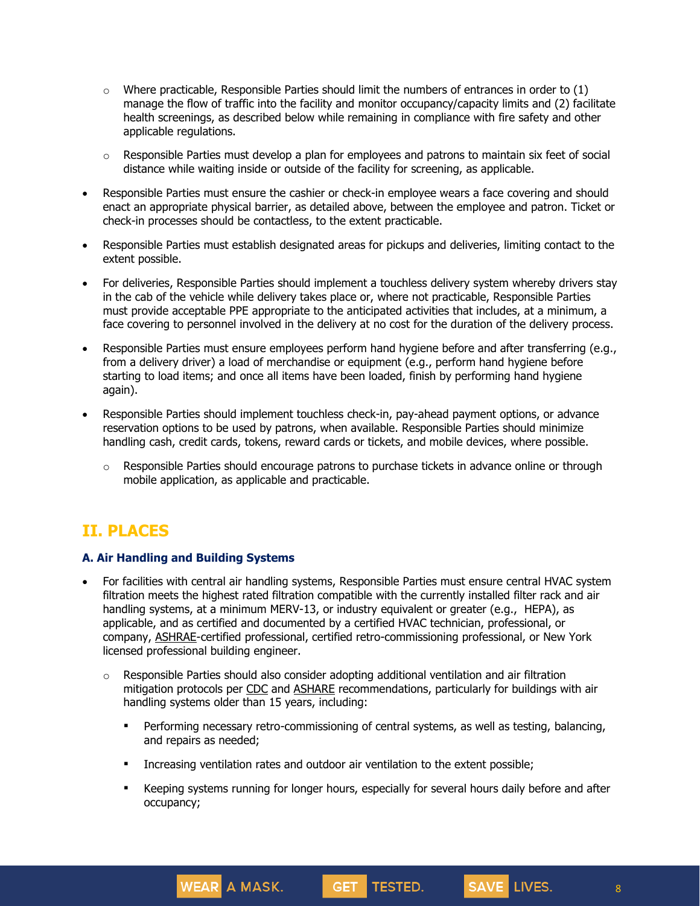- Where practicable, Responsible Parties should limit the numbers of entrances in order to (1) manage the flow of traffic into the facility and monitor occupancy/capacity limits and (2) facilitate health screenings, as described below while remaining in compliance with fire safety and other applicable regulations.
  - Responsible Parties must develop a plan for employees and patrons to maintain six feet of social distance while waiting inside or outside of the facility for screening, as applicable.
- Responsible Parties must ensure the cashier or check-in employee wears a face covering and should enact an appropriate physical barrier, as detailed above, between the employee and patron. Ticket or check-in processes should be contactless, to the extent practicable.
- Responsible Parties must establish designated areas for pickups and deliveries, limiting contact to the extent possible.
- For deliveries, Responsible Parties should implement a touchless delivery system whereby drivers stay in the cab of the vehicle while delivery takes place or, where not practicable, Responsible Parties must provide acceptable PPE appropriate to the anticipated activities that includes, at a minimum, a face covering to personnel involved in the delivery at no cost for the duration of the delivery process.
- Responsible Parties must ensure employees perform hand hygiene before and after transferring (e.g., from a delivery driver) a load of merchandise or equipment (e.g., perform hand hygiene before starting to load items; and once all items have been loaded, finish by performing hand hygiene again).
- Responsible Parties should implement touchless check-in, pay-ahead payment options, or advance reservation options to be used by patrons, when available. Responsible Parties should minimize handling cash, credit cards, tokens, reward cards or tickets, and mobile devices, where possible.
  - Responsible Parties should encourage patrons to purchase tickets in advance online or through mobile application, as applicable and practicable.

## II. PLACES

### A. Air Handling and Building Systems

- For facilities with central air handling systems, Responsible Parties must ensure central HVAC system filtration meets the highest rated filtration compatible with the currently installed filter rack and air handling systems, at a minimum MERV-13, or industry equivalent or greater (e.g., HEPA), as applicable, and as certified and documented by a certified HVAC technician, professional, or company, ASHRAE-certified professional, certified retro-commissioning professional, or New York licensed professional building engineer.
  - Responsible Parties should also consider adopting additional ventilation and air filtration mitigation protocols per CDC and ASHARE recommendations, particularly for buildings with air handling systems older than 15 years, including:
    - Performing necessary retro-commissioning of central systems, as well as testing, balancing, and repairs as needed;
    - Increasing ventilation rates and outdoor air ventilation to the extent possible;
    - Keeping systems running for longer hours, especially for several hours daily before and after occupancy;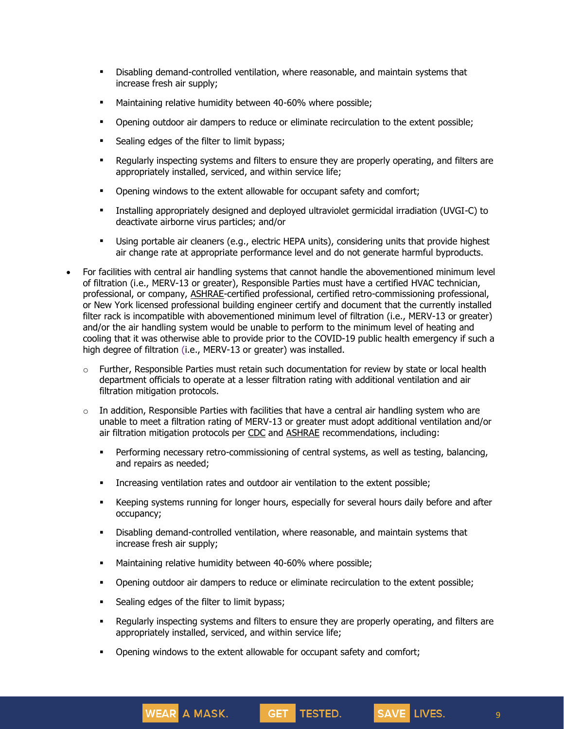- Disabling demand-controlled ventilation, where reasonable, and maintain systems that increase fresh air supply;
    - Maintaining relative humidity between 40-60% where possible;
    - Opening outdoor air dampers to reduce or eliminate recirculation to the extent possible;
    - Sealing edges of the filter to limit bypass;
    - Regularly inspecting systems and filters to ensure they are properly operating, and filters are appropriately installed, serviced, and within service life;
    - Opening windows to the extent allowable for occupant safety and comfort;
    - Installing appropriately designed and deployed ultraviolet germicidal irradiation (UVGI-C) to deactivate airborne virus particles; and/or
    - Using portable air cleaners (e.g., electric HEPA units), considering units that provide highest air change rate at appropriate performance level and do not generate harmful byproducts.

- For facilities with central air handling systems that cannot handle the abovementioned minimum level of filtration (i.e., MERV-13 or greater), Responsible Parties must have a certified HVAC technician, professional, or company, ASHRAE-certified professional, certified retro-commissioning professional, or New York licensed professional building engineer certify and document that the currently installed filter rack is incompatible with abovementioned minimum level of filtration (i.e., MERV-13 or greater) and/or the air handling system would be unable to perform to the minimum level of heating and cooling that it was otherwise able to provide prior to the COVID-19 public health emergency if such a high degree of filtration (i.e., MERV-13 or greater) was installed.
  - Further, Responsible Parties must retain such documentation for review by state or local health department officials to operate at a lesser filtration rating with additional ventilation and air filtration mitigation protocols.
  - In addition, Responsible Parties with facilities that have a central air handling system who are unable to meet a filtration rating of MERV-13 or greater must adopt additional ventilation and/or air filtration mitigation protocols per CDC and ASHRAE recommendations, including:
    - Performing necessary retro-commissioning of central systems, as well as testing, balancing, and repairs as needed;
    - Increasing ventilation rates and outdoor air ventilation to the extent possible;
    - Keeping systems running for longer hours, especially for several hours daily before and after occupancy;
    - Disabling demand-controlled ventilation, where reasonable, and maintain systems that increase fresh air supply;
    - Maintaining relative humidity between 40-60% where possible;
    - Opening outdoor air dampers to reduce or eliminate recirculation to the extent possible;
    - Sealing edges of the filter to limit bypass;
    - Regularly inspecting systems and filters to ensure they are properly operating, and filters are appropriately installed, serviced, and within service life;
    - Opening windows to the extent allowable for occupant safety and comfort;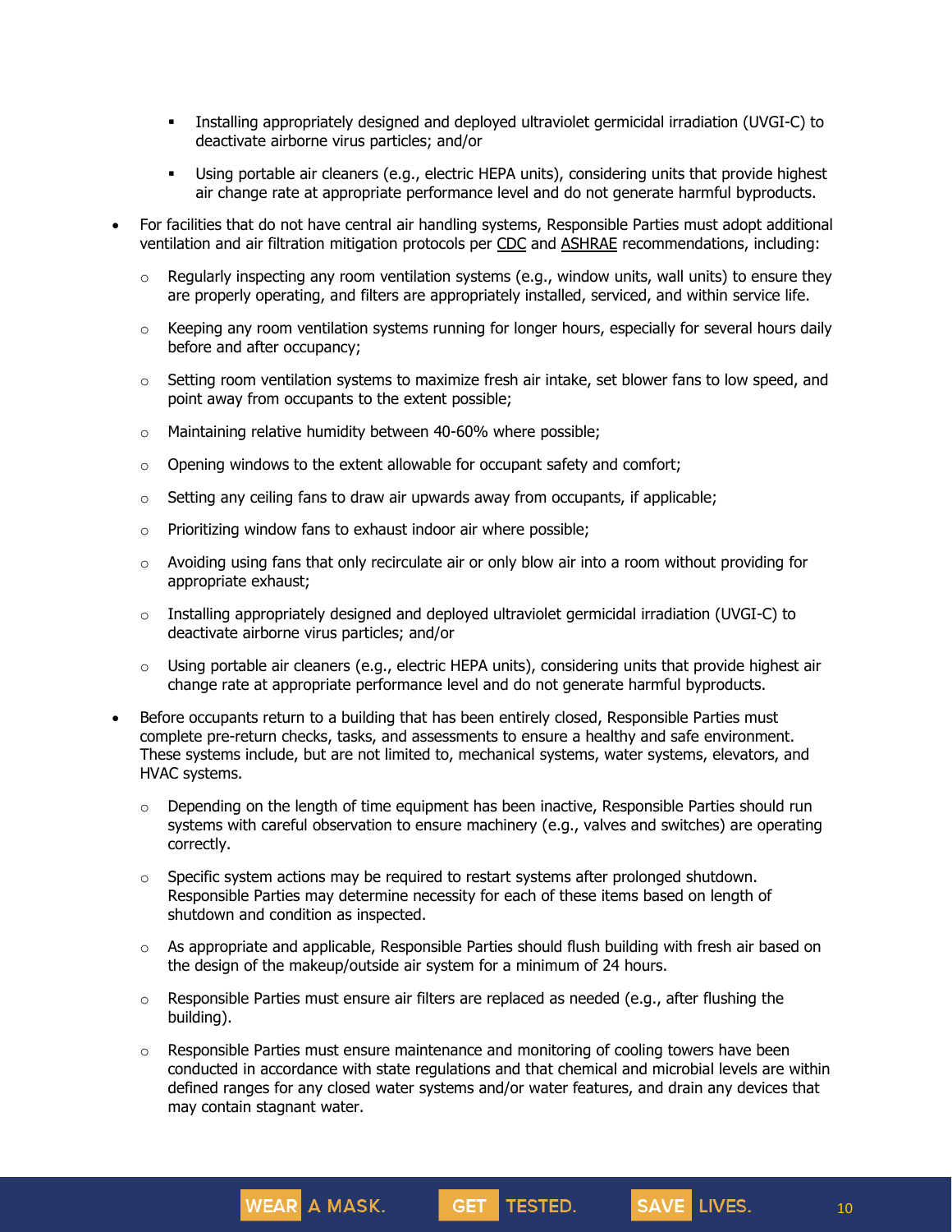- Installing appropriately designed and deployed ultraviolet germicidal irradiation (UVGI-C) to deactivate airborne virus particles; and/or
        - Using portable air cleaners (e.g., electric HEPA units), considering units that provide highest air change rate at appropriate performance level and do not generate harmful byproducts.

- For facilities that do not have central air handling systems, Responsible Parties must adopt additional ventilation and air filtration mitigation protocols per CDC and ASHRAE recommendations, including:
    - Regularly inspecting any room ventilation systems (e.g., window units, wall units) to ensure they are properly operating, and filters are appropriately installed, serviced, and within service life.
    - Keeping any room ventilation systems running for longer hours, especially for several hours daily before and after occupancy;
    - Setting room ventilation systems to maximize fresh air intake, set blower fans to low speed, and point away from occupants to the extent possible;
    - Maintaining relative humidity between 40-60% where possible;
    - Opening windows to the extent allowable for occupant safety and comfort;
    - Setting any ceiling fans to draw air upwards away from occupants, if applicable;
    - Prioritizing window fans to exhaust indoor air where possible;
    - Avoiding using fans that only recirculate air or only blow air into a room without providing for appropriate exhaust;
    - Installing appropriately designed and deployed ultraviolet germicidal irradiation (UVGI-C) to deactivate airborne virus particles; and/or
    - Using portable air cleaners (e.g., electric HEPA units), considering units that provide highest air change rate at appropriate performance level and do not generate harmful byproducts.
- Before occupants return to a building that has been entirely closed, Responsible Parties must complete pre-return checks, tasks, and assessments to ensure a healthy and safe environment. These systems include, but are not limited to, mechanical systems, water systems, elevators, and HVAC systems.
    - Depending on the length of time equipment has been inactive, Responsible Parties should run systems with careful observation to ensure machinery (e.g., valves and switches) are operating correctly.
    - Specific system actions may be required to restart systems after prolonged shutdown. Responsible Parties may determine necessity for each of these items based on length of shutdown and condition as inspected.
    - As appropriate and applicable, Responsible Parties should flush building with fresh air based on the design of the makeup/outside air system for a minimum of 24 hours.
    - Responsible Parties must ensure air filters are replaced as needed (e.g., after flushing the building).
    - Responsible Parties must ensure maintenance and monitoring of cooling towers have been conducted in accordance with state regulations and that chemical and microbial levels are within defined ranges for any closed water systems and/or water features, and drain any devices that may contain stagnant water.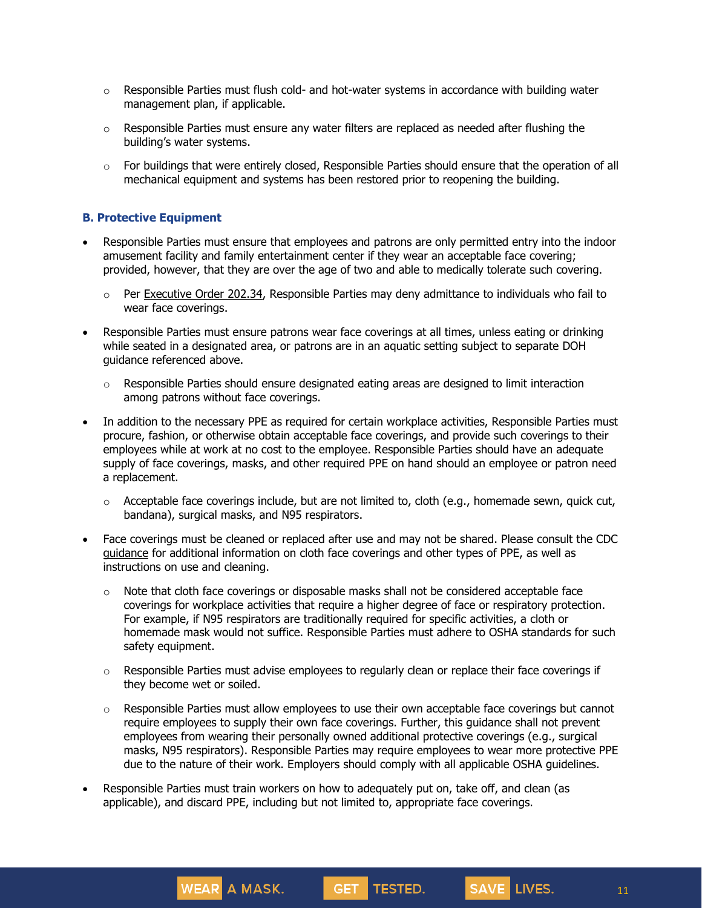- Responsible Parties must flush cold- and hot-water systems in accordance with building water management plan, if applicable.
  - Responsible Parties must ensure any water filters are replaced as needed after flushing the building's water systems.
  - For buildings that were entirely closed, Responsible Parties should ensure that the operation of all mechanical equipment and systems has been restored prior to reopening the building.

### B. Protective Equipment

- Responsible Parties must ensure that employees and patrons are only permitted entry into the indoor amusement facility and family entertainment center if they wear an acceptable face covering; provided, however, that they are over the age of two and able to medically tolerate such covering.
  - Per Executive Order 202.34, Responsible Parties may deny admittance to individuals who fail to wear face coverings.
- Responsible Parties must ensure patrons wear face coverings at all times, unless eating or drinking while seated in a designated area, or patrons are in an aquatic setting subject to separate DOH guidance referenced above.
  - Responsible Parties should ensure designated eating areas are designed to limit interaction among patrons without face coverings.
- In addition to the necessary PPE as required for certain workplace activities, Responsible Parties must procure, fashion, or otherwise obtain acceptable face coverings, and provide such coverings to their employees while at work at no cost to the employee. Responsible Parties should have an adequate supply of face coverings, masks, and other required PPE on hand should an employee or patron need a replacement.
  - Acceptable face coverings include, but are not limited to, cloth (e.g., homemade sewn, quick cut, bandana), surgical masks, and N95 respirators.
- Face coverings must be cleaned or replaced after use and may not be shared. Please consult the CDC guidance for additional information on cloth face coverings and other types of PPE, as well as instructions on use and cleaning.
  - Note that cloth face coverings or disposable masks shall not be considered acceptable face coverings for workplace activities that require a higher degree of face or respiratory protection. For example, if N95 respirators are traditionally required for specific activities, a cloth or homemade mask would not suffice. Responsible Parties must adhere to OSHA standards for such safety equipment.
  - Responsible Parties must advise employees to regularly clean or replace their face coverings if they become wet or soiled.
  - Responsible Parties must allow employees to use their own acceptable face coverings but cannot require employees to supply their own face coverings. Further, this guidance shall not prevent employees from wearing their personally owned additional protective coverings (e.g., surgical masks, N95 respirators). Responsible Parties may require employees to wear more protective PPE due to the nature of their work. Employers should comply with all applicable OSHA guidelines.
- Responsible Parties must train workers on how to adequately put on, take off, and clean (as applicable), and discard PPE, including but not limited to, appropriate face coverings.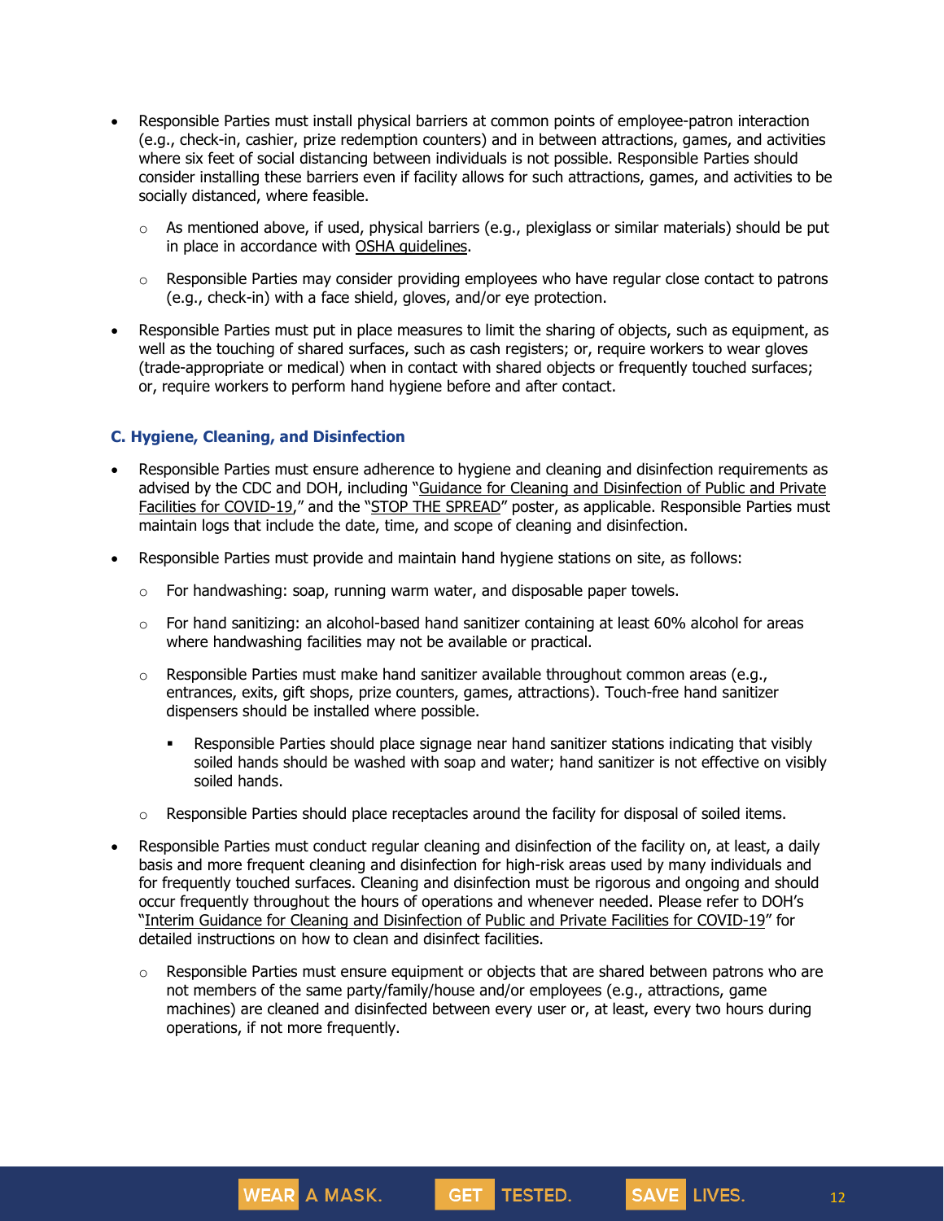- Responsible Parties must install physical barriers at common points of employee-patron interaction (e.g., check-in, cashier, prize redemption counters) and in between attractions, games, and activities where six feet of social distancing between individuals is not possible. Responsible Parties should consider installing these barriers even if facility allows for such attractions, games, and activities to be socially distanced, where feasible.
  - As mentioned above, if used, physical barriers (e.g., plexiglass or similar materials) should be put in place in accordance with OSHA guidelines.
  - Responsible Parties may consider providing employees who have regular close contact to patrons (e.g., check-in) with a face shield, gloves, and/or eye protection.
- Responsible Parties must put in place measures to limit the sharing of objects, such as equipment, as well as the touching of shared surfaces, such as cash registers; or, require workers to wear gloves (trade-appropriate or medical) when in contact with shared objects or frequently touched surfaces; or, require workers to perform hand hygiene before and after contact.

### C. Hygiene, Cleaning, and Disinfection

- Responsible Parties must ensure adherence to hygiene and cleaning and disinfection requirements as advised by the CDC and DOH, including "Guidance for Cleaning and Disinfection of Public and Private Facilities for COVID-19," and the "STOP THE SPREAD" poster, as applicable. Responsible Parties must maintain logs that include the date, time, and scope of cleaning and disinfection.
- Responsible Parties must provide and maintain hand hygiene stations on site, as follows:
  - For handwashing: soap, running warm water, and disposable paper towels.
  - For hand sanitizing: an alcohol-based hand sanitizer containing at least 60% alcohol for areas where handwashing facilities may not be available or practical.
  - Responsible Parties must make hand sanitizer available throughout common areas (e.g., entrances, exits, gift shops, prize counters, games, attractions). Touch-free hand sanitizer dispensers should be installed where possible.
    - Responsible Parties should place signage near hand sanitizer stations indicating that visibly soiled hands should be washed with soap and water; hand sanitizer is not effective on visibly soiled hands.
  - Responsible Parties should place receptacles around the facility for disposal of soiled items.
- Responsible Parties must conduct regular cleaning and disinfection of the facility on, at least, a daily basis and more frequent cleaning and disinfection for high-risk areas used by many individuals and for frequently touched surfaces. Cleaning and disinfection must be rigorous and ongoing and should occur frequently throughout the hours of operations and whenever needed. Please refer to DOH's "Interim Guidance for Cleaning and Disinfection of Public and Private Facilities for COVID-19" for detailed instructions on how to clean and disinfect facilities.
  - Responsible Parties must ensure equipment or objects that are shared between patrons who are not members of the same party/family/house and/or employees (e.g., attractions, game machines) are cleaned and disinfected between every user or, at least, every two hours during operations, if not more frequently.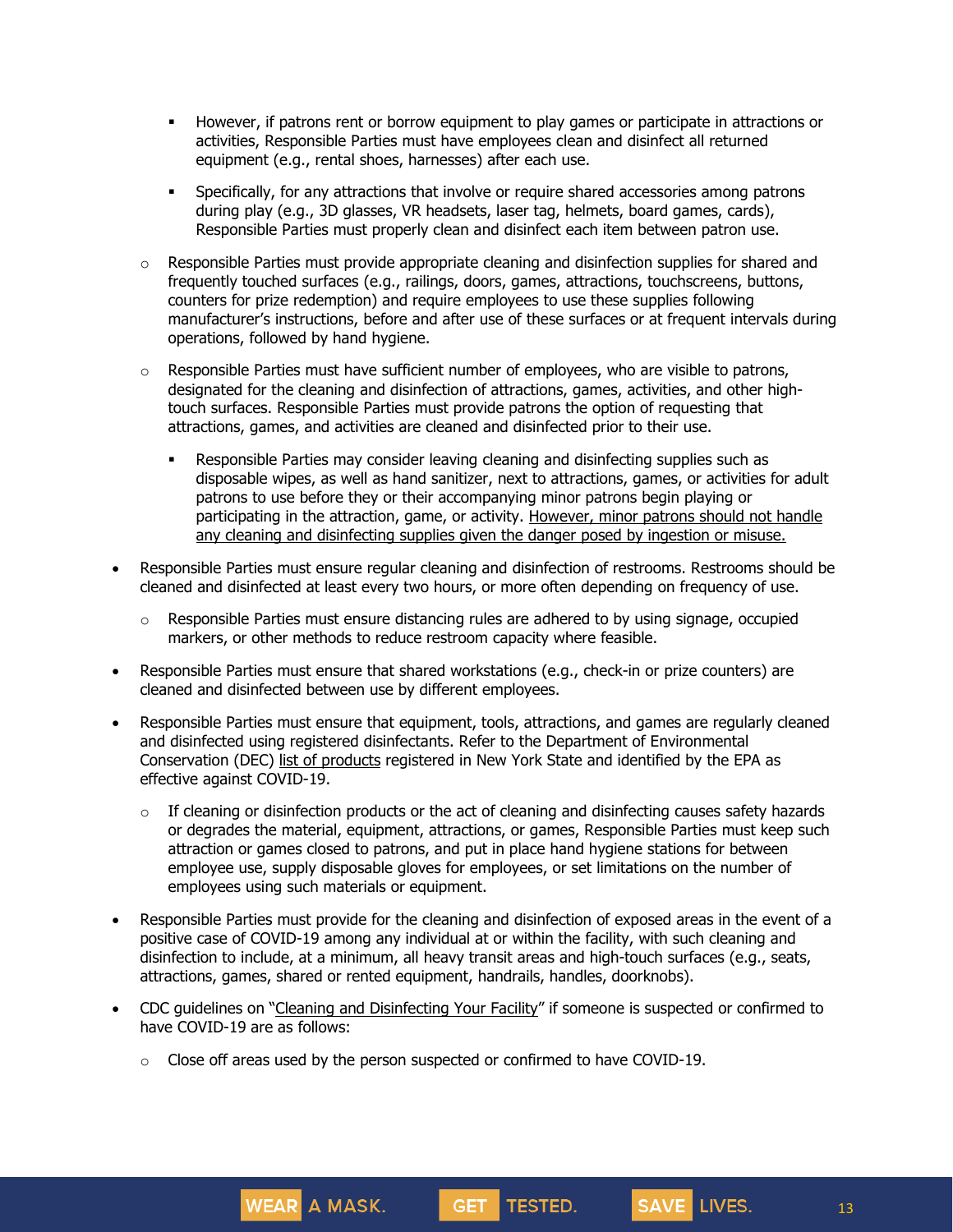- However, if patrons rent or borrow equipment to play games or participate in attractions or activities, Responsible Parties must have employees clean and disinfect all returned equipment (e.g., rental shoes, harnesses) after each use.
        - Specifically, for any attractions that involve or require shared accessories among patrons during play (e.g., 3D glasses, VR headsets, laser tag, helmets, board games, cards), Responsible Parties must properly clean and disinfect each item between patron use.
    - Responsible Parties must provide appropriate cleaning and disinfection supplies for shared and frequently touched surfaces (e.g., railings, doors, games, attractions, touchscreens, buttons, counters for prize redemption) and require employees to use these supplies following manufacturer's instructions, before and after use of these surfaces or at frequent intervals during operations, followed by hand hygiene.
    - Responsible Parties must have sufficient number of employees, who are visible to patrons, designated for the cleaning and disinfection of attractions, games, activities, and other high-touch surfaces. Responsible Parties must provide patrons the option of requesting that attractions, games, and activities are cleaned and disinfected prior to their use.
        - Responsible Parties may consider leaving cleaning and disinfecting supplies such as disposable wipes, as well as hand sanitizer, next to attractions, games, or activities for adult patrons to use before they or their accompanying minor patrons begin playing or participating in the attraction, game, or activity. <u>However, minor patrons should not handle any cleaning and disinfecting supplies given the danger posed by ingestion or misuse.</u>
- Responsible Parties must ensure regular cleaning and disinfection of restrooms. Restrooms should be cleaned and disinfected at least every two hours, or more often depending on frequency of use.
    - Responsible Parties must ensure distancing rules are adhered to by using signage, occupied markers, or other methods to reduce restroom capacity where feasible.
- Responsible Parties must ensure that shared workstations (e.g., check-in or prize counters) are cleaned and disinfected between use by different employees.
- Responsible Parties must ensure that equipment, tools, attractions, and games are regularly cleaned and disinfected using registered disinfectants. Refer to the Department of Environmental Conservation (DEC) list of products registered in New York State and identified by the EPA as effective against COVID-19.
    - If cleaning or disinfection products or the act of cleaning and disinfecting causes safety hazards or degrades the material, equipment, attractions, or games, Responsible Parties must keep such attraction or games closed to patrons, and put in place hand hygiene stations for between employee use, supply disposable gloves for employees, or set limitations on the number of employees using such materials or equipment.
- Responsible Parties must provide for the cleaning and disinfection of exposed areas in the event of a positive case of COVID-19 among any individual at or within the facility, with such cleaning and disinfection to include, at a minimum, all heavy transit areas and high-touch surfaces (e.g., seats, attractions, games, shared or rented equipment, handrails, handles, doorknobs).
- CDC guidelines on "Cleaning and Disinfecting Your Facility" if someone is suspected or confirmed to have COVID-19 are as follows:
    - Close off areas used by the person suspected or confirmed to have COVID-19.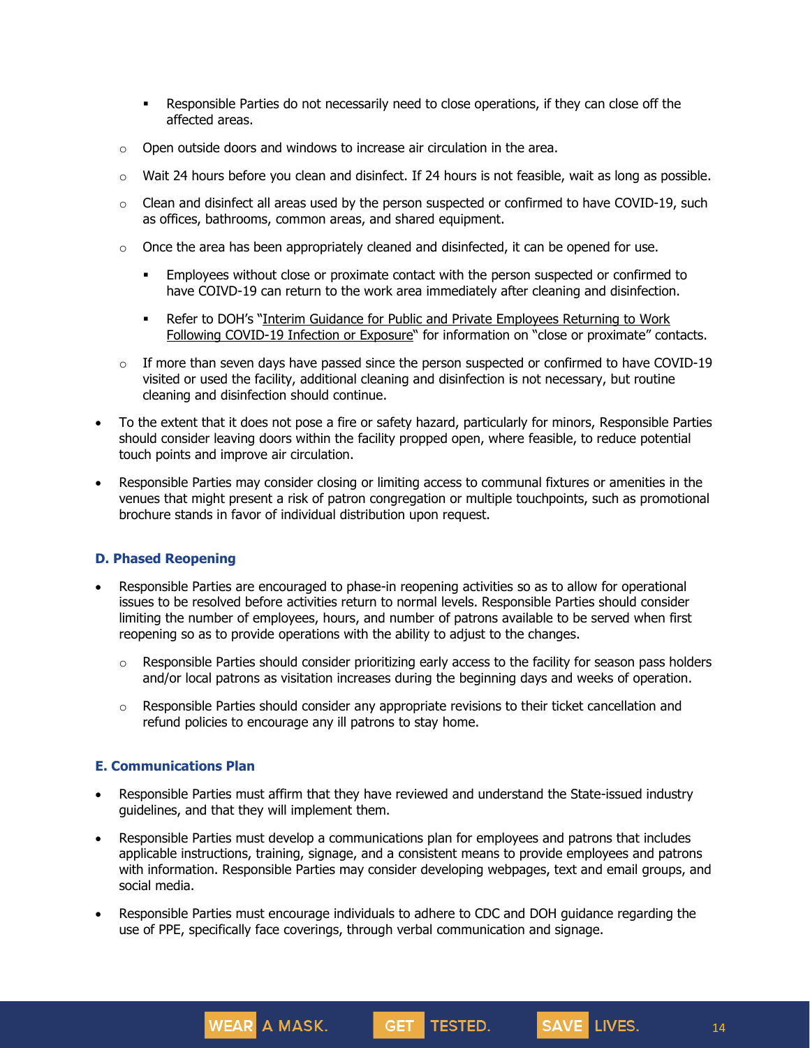- Responsible Parties do not necessarily need to close operations, if they can close off the affected areas.
    - Open outside doors and windows to increase air circulation in the area.
    - Wait 24 hours before you clean and disinfect. If 24 hours is not feasible, wait as long as possible.
    - Clean and disinfect all areas used by the person suspected or confirmed to have COVID-19, such as offices, bathrooms, common areas, and shared equipment.
    - Once the area has been appropriately cleaned and disinfected, it can be opened for use.
        - Employees without close or proximate contact with the person suspected or confirmed to have COIVD-19 can return to the work area immediately after cleaning and disinfection.
        - Refer to DOH's "Interim Guidance for Public and Private Employees Returning to Work Following COVID-19 Infection or Exposure" for information on "close or proximate" contacts.
    - If more than seven days have passed since the person suspected or confirmed to have COVID-19 visited or used the facility, additional cleaning and disinfection is not necessary, but routine cleaning and disinfection should continue.
- To the extent that it does not pose a fire or safety hazard, particularly for minors, Responsible Parties should consider leaving doors within the facility propped open, where feasible, to reduce potential touch points and improve air circulation.
- Responsible Parties may consider closing or limiting access to communal fixtures or amenities in the venues that might present a risk of patron congregation or multiple touchpoints, such as promotional brochure stands in favor of individual distribution upon request.

### D. Phased Reopening

- Responsible Parties are encouraged to phase-in reopening activities so as to allow for operational issues to be resolved before activities return to normal levels. Responsible Parties should consider limiting the number of employees, hours, and number of patrons available to be served when first reopening so as to provide operations with the ability to adjust to the changes.
    - Responsible Parties should consider prioritizing early access to the facility for season pass holders and/or local patrons as visitation increases during the beginning days and weeks of operation.
    - Responsible Parties should consider any appropriate revisions to their ticket cancellation and refund policies to encourage any ill patrons to stay home.

### E. Communications Plan

- Responsible Parties must affirm that they have reviewed and understand the State-issued industry guidelines, and that they will implement them.
- Responsible Parties must develop a communications plan for employees and patrons that includes applicable instructions, training, signage, and a consistent means to provide employees and patrons with information. Responsible Parties may consider developing webpages, text and email groups, and social media.
- Responsible Parties must encourage individuals to adhere to CDC and DOH guidance regarding the use of PPE, specifically face coverings, through verbal communication and signage.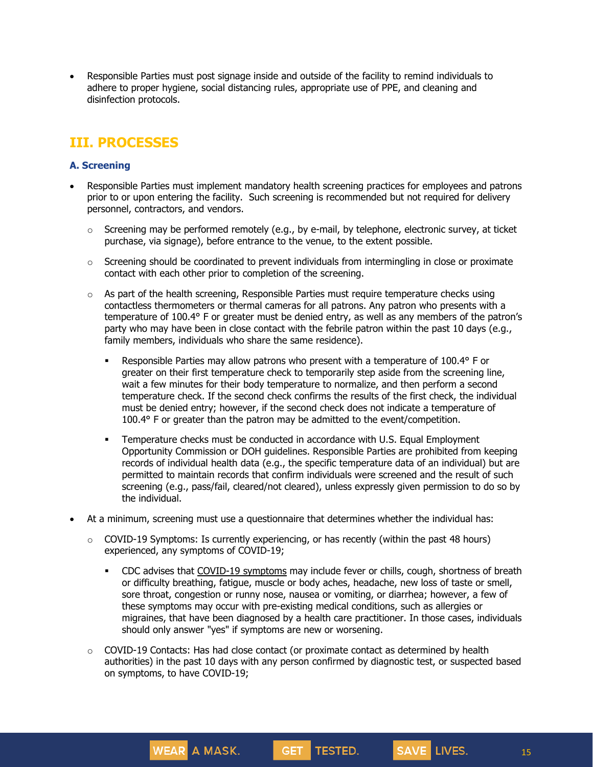- Responsible Parties must post signage inside and outside of the facility to remind individuals to adhere to proper hygiene, social distancing rules, appropriate use of PPE, and cleaning and disinfection protocols.

## III. PROCESSES

### A. Screening

- Responsible Parties must implement mandatory health screening practices for employees and patrons prior to or upon entering the facility. Such screening is recommended but not required for delivery personnel, contractors, and vendors.
  - Screening may be performed remotely (e.g., by e-mail, by telephone, electronic survey, at ticket purchase, via signage), before entrance to the venue, to the extent possible.
  - Screening should be coordinated to prevent individuals from intermingling in close or proximate contact with each other prior to completion of the screening.
  - As part of the health screening, Responsible Parties must require temperature checks using contactless thermometers or thermal cameras for all patrons. Any patron who presents with a temperature of 100.4° F or greater must be denied entry, as well as any members of the patron's party who may have been in close contact with the febrile patron within the past 10 days (e.g., family members, individuals who share the same residence).
    - Responsible Parties may allow patrons who present with a temperature of 100.4° F or greater on their first temperature check to temporarily step aside from the screening line, wait a few minutes for their body temperature to normalize, and then perform a second temperature check. If the second check confirms the results of the first check, the individual must be denied entry; however, if the second check does not indicate a temperature of 100.4° F or greater than the patron may be admitted to the event/competition.
    - Temperature checks must be conducted in accordance with U.S. Equal Employment Opportunity Commission or DOH guidelines. Responsible Parties are prohibited from keeping records of individual health data (e.g., the specific temperature data of an individual) but are permitted to maintain records that confirm individuals were screened and the result of such screening (e.g., pass/fail, cleared/not cleared), unless expressly given permission to do so by the individual.
- At a minimum, screening must use a questionnaire that determines whether the individual has:
  - COVID-19 Symptoms: Is currently experiencing, or has recently (within the past 48 hours) experienced, any symptoms of COVID-19;
    - CDC advises that COVID-19 symptoms may include fever or chills, cough, shortness of breath or difficulty breathing, fatigue, muscle or body aches, headache, new loss of taste or smell, sore throat, congestion or runny nose, nausea or vomiting, or diarrhea; however, a few of these symptoms may occur with pre-existing medical conditions, such as allergies or migraines, that have been diagnosed by a health care practitioner. In those cases, individuals should only answer "yes" if symptoms are new or worsening.
  - COVID-19 Contacts: Has had close contact (or proximate contact as determined by health authorities) in the past 10 days with any person confirmed by diagnostic test, or suspected based on symptoms, to have COVID-19;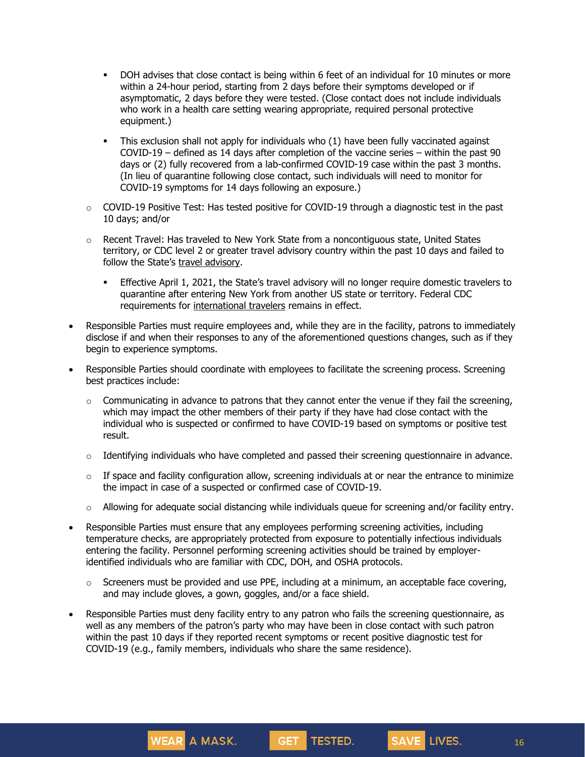- DOH advises that close contact is being within 6 feet of an individual for 10 minutes or more within a 24-hour period, starting from 2 days before their symptoms developed or if asymptomatic, 2 days before they were tested. (Close contact does not include individuals who work in a health care setting wearing appropriate, required personal protective equipment.)
        - This exclusion shall not apply for individuals who (1) have been fully vaccinated against COVID-19 – defined as 14 days after completion of the vaccine series – within the past 90 days or (2) fully recovered from a lab-confirmed COVID-19 case within the past 3 months. (In lieu of quarantine following close contact, such individuals will need to monitor for COVID-19 symptoms for 14 days following an exposure.)
    - COVID-19 Positive Test: Has tested positive for COVID-19 through a diagnostic test in the past 10 days; and/or
    - Recent Travel: Has traveled to New York State from a noncontiguous state, United States territory, or CDC level 2 or greater travel advisory country within the past 10 days and failed to follow the State's travel advisory.
        - Effective April 1, 2021, the State's travel advisory will no longer require domestic travelers to quarantine after entering New York from another US state or territory. Federal CDC requirements for international travelers remains in effect.

- Responsible Parties must require employees and, while they are in the facility, patrons to immediately disclose if and when their responses to any of the aforementioned questions changes, such as if they begin to experience symptoms.
- Responsible Parties should coordinate with employees to facilitate the screening process. Screening best practices include:
    - Communicating in advance to patrons that they cannot enter the venue if they fail the screening, which may impact the other members of their party if they have had close contact with the individual who is suspected or confirmed to have COVID-19 based on symptoms or positive test result.
    - Identifying individuals who have completed and passed their screening questionnaire in advance.
    - If space and facility configuration allow, screening individuals at or near the entrance to minimize the impact in case of a suspected or confirmed case of COVID-19.
    - Allowing for adequate social distancing while individuals queue for screening and/or facility entry.
- Responsible Parties must ensure that any employees performing screening activities, including temperature checks, are appropriately protected from exposure to potentially infectious individuals entering the facility. Personnel performing screening activities should be trained by employer-identified individuals who are familiar with CDC, DOH, and OSHA protocols.
    - Screeners must be provided and use PPE, including at a minimum, an acceptable face covering, and may include gloves, a gown, goggles, and/or a face shield.
- Responsible Parties must deny facility entry to any patron who fails the screening questionnaire, as well as any members of the patron's party who may have been in close contact with such patron within the past 10 days if they reported recent symptoms or recent positive diagnostic test for COVID-19 (e.g., family members, individuals who share the same residence).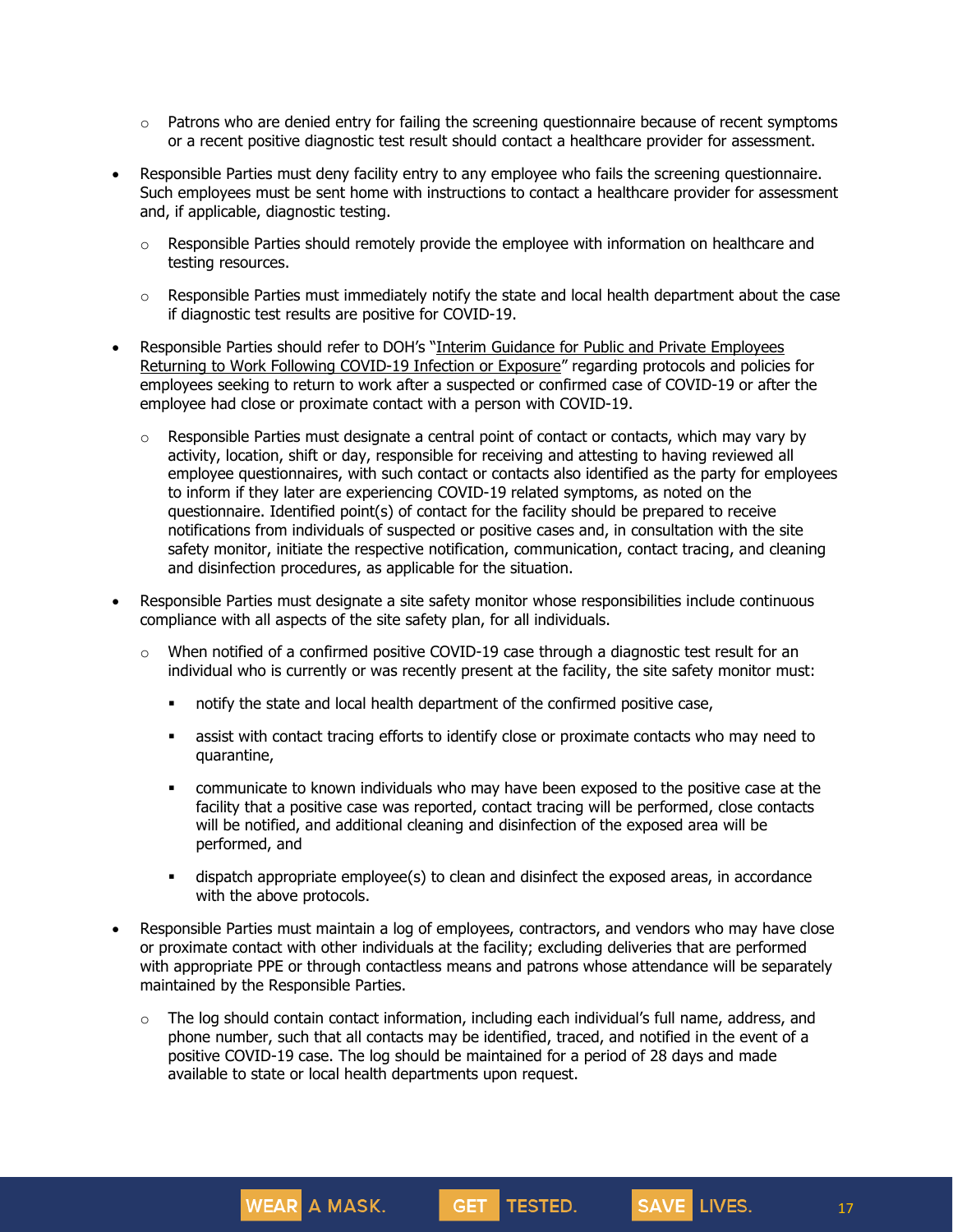- Patrons who are denied entry for failing the screening questionnaire because of recent symptoms or a recent positive diagnostic test result should contact a healthcare provider for assessment.

- Responsible Parties must deny facility entry to any employee who fails the screening questionnaire. Such employees must be sent home with instructions to contact a healthcare provider for assessment and, if applicable, diagnostic testing.
  - Responsible Parties should remotely provide the employee with information on healthcare and testing resources.
  - Responsible Parties must immediately notify the state and local health department about the case if diagnostic test results are positive for COVID-19.

- Responsible Parties should refer to DOH's "Interim Guidance for Public and Private Employees Returning to Work Following COVID-19 Infection or Exposure" regarding protocols and policies for employees seeking to return to work after a suspected or confirmed case of COVID-19 or after the employee had close or proximate contact with a person with COVID-19.
  - Responsible Parties must designate a central point of contact or contacts, which may vary by activity, location, shift or day, responsible for receiving and attesting to having reviewed all employee questionnaires, with such contact or contacts also identified as the party for employees to inform if they later are experiencing COVID-19 related symptoms, as noted on the questionnaire. Identified point(s) of contact for the facility should be prepared to receive notifications from individuals of suspected or positive cases and, in consultation with the site safety monitor, initiate the respective notification, communication, contact tracing, and cleaning and disinfection procedures, as applicable for the situation.

- Responsible Parties must designate a site safety monitor whose responsibilities include continuous compliance with all aspects of the site safety plan, for all individuals.
  - When notified of a confirmed positive COVID-19 case through a diagnostic test result for an individual who is currently or was recently present at the facility, the site safety monitor must:
    - notify the state and local health department of the confirmed positive case,
    - assist with contact tracing efforts to identify close or proximate contacts who may need to quarantine,
    - communicate to known individuals who may have been exposed to the positive case at the facility that a positive case was reported, contact tracing will be performed, close contacts will be notified, and additional cleaning and disinfection of the exposed area will be performed, and
    - dispatch appropriate employee(s) to clean and disinfect the exposed areas, in accordance with the above protocols.

- Responsible Parties must maintain a log of employees, contractors, and vendors who may have close or proximate contact with other individuals at the facility; excluding deliveries that are performed with appropriate PPE or through contactless means and patrons whose attendance will be separately maintained by the Responsible Parties.
  - The log should contain contact information, including each individual's full name, address, and phone number, such that all contacts may be identified, traced, and notified in the event of a positive COVID-19 case. The log should be maintained for a period of 28 days and made available to state or local health departments upon request.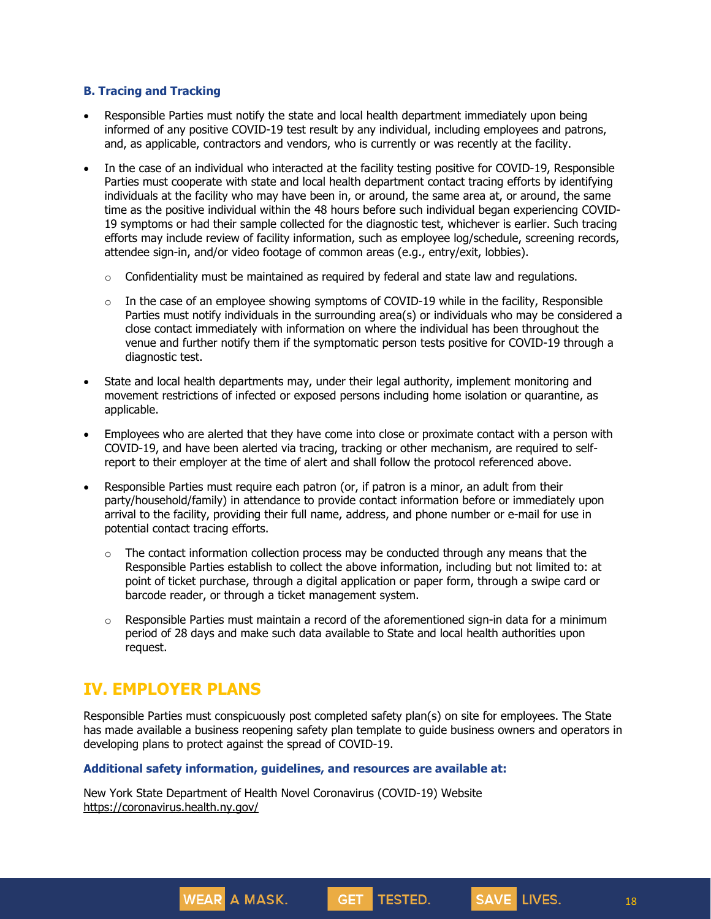### B. Tracing and Tracking

- Responsible Parties must notify the state and local health department immediately upon being informed of any positive COVID-19 test result by any individual, including employees and patrons, and, as applicable, contractors and vendors, who is currently or was recently at the facility.
- In the case of an individual who interacted at the facility testing positive for COVID-19, Responsible Parties must cooperate with state and local health department contact tracing efforts by identifying individuals at the facility who may have been in, or around, the same area at, or around, the same time as the positive individual within the 48 hours before such individual began experiencing COVID-19 symptoms or had their sample collected for the diagnostic test, whichever is earlier. Such tracing efforts may include review of facility information, such as employee log/schedule, screening records, attendee sign-in, and/or video footage of common areas (e.g., entry/exit, lobbies).
  - Confidentiality must be maintained as required by federal and state law and regulations.
  - In the case of an employee showing symptoms of COVID-19 while in the facility, Responsible Parties must notify individuals in the surrounding area(s) or individuals who may be considered a close contact immediately with information on where the individual has been throughout the venue and further notify them if the symptomatic person tests positive for COVID-19 through a diagnostic test.
- State and local health departments may, under their legal authority, implement monitoring and movement restrictions of infected or exposed persons including home isolation or quarantine, as applicable.
- Employees who are alerted that they have come into close or proximate contact with a person with COVID-19, and have been alerted via tracing, tracking or other mechanism, are required to self-report to their employer at the time of alert and shall follow the protocol referenced above.
- Responsible Parties must require each patron (or, if patron is a minor, an adult from their party/household/family) in attendance to provide contact information before or immediately upon arrival to the facility, providing their full name, address, and phone number or e-mail for use in potential contact tracing efforts.
  - The contact information collection process may be conducted through any means that the Responsible Parties establish to collect the above information, including but not limited to: at point of ticket purchase, through a digital application or paper form, through a swipe card or barcode reader, or through a ticket management system.
  - Responsible Parties must maintain a record of the aforementioned sign-in data for a minimum period of 28 days and make such data available to State and local health authorities upon request.

## IV. EMPLOYER PLANS

Responsible Parties must conspicuously post completed safety plan(s) on site for employees. The State has made available a business reopening safety plan template to guide business owners and operators in developing plans to protect against the spread of COVID-19.

**Additional safety information, guidelines, and resources are available at:**

New York State Department of Health Novel Coronavirus (COVID-19) Website
https://coronavirus.health.ny.gov/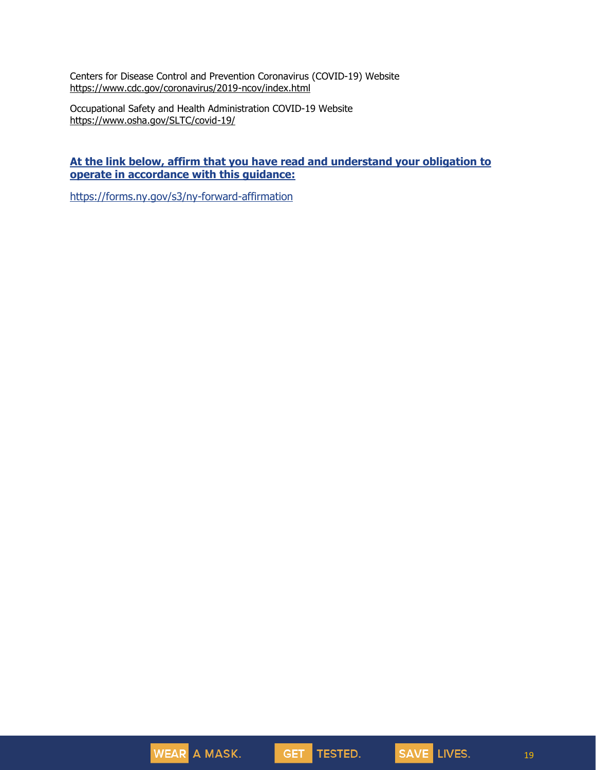Centers for Disease Control and Prevention Coronavirus (COVID-19) Website
https://www.cdc.gov/coronavirus/2019-ncov/index.html

Occupational Safety and Health Administration COVID-19 Website
https://www.osha.gov/SLTC/covid-19/

**At the link below, affirm that you have read and understand your obligation to operate in accordance with this guidance:**

https://forms.ny.gov/s3/ny-forward-affirmation